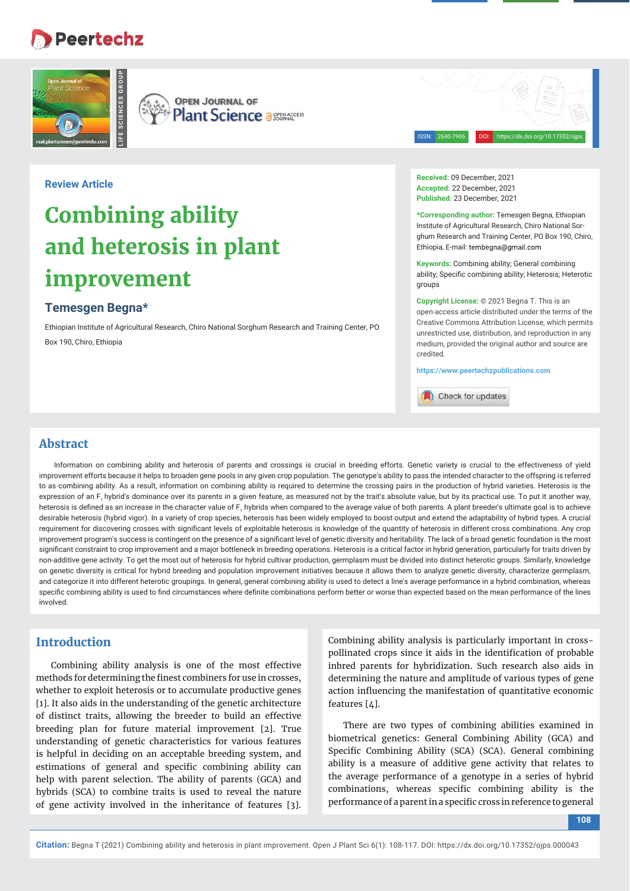Review Article

# Combining ability and heterosis in plant improvement

**Temesgen Begna***

Ethiopian Institute of Agricultural Research, Chiro National Sorghum Research and Training Center, PO Box 190, Chiro, Ethiopia

**Received:** 09 December, 2021
**Accepted:** 22 December, 2021
**Published:** 23 December, 2021

***Corresponding author:** Temesgen Begna, Ethiopian Institute of Agricultural Research, Chiro National Sorghum Research and Training Center, PO Box 190, Chiro, Ethiopia, E-mail: tembegna@gmail.com

**Keywords:** Combining ability; General combining ability; Specific combining ability; Heterosis; Heterotic groups

**Copyright License:** © 2021 Begna T. This is an open-access article distributed under the terms of the Creative Commons Attribution License, which permits unrestricted use, distribution, and reproduction in any medium, provided the original author and source are credited.

https://www.peertechzpublications.com

## Abstract

Information on combining ability and heterosis of parents and crossings is crucial in breeding efforts. Genetic variety is crucial to the effectiveness of yield improvement efforts because it helps to broaden gene pools in any given crop population. The genotype's ability to pass the intended character to the offspring is referred to as combining ability. As a result, information on combining ability is required to determine the crossing pairs in the production of hybrid varieties. Heterosis is the expression of an $F_1$ hybrid's dominance over its parents in a given feature, as measured not by the trait's absolute value, but by its practical use. To put it another way, heterosis is defined as an increase in the character value of $F_1$ hybrids when compared to the average value of both parents. A plant breeder's ultimate goal is to achieve desirable heterosis (hybrid vigor). In a variety of crop species, heterosis has been widely employed to boost output and extend the adaptability of hybrid types. A crucial requirement for discovering crosses with significant levels of exploitable heterosis is knowledge of the quantity of heterosis in different cross combinations. Any crop improvement program's success is contingent on the presence of a significant level of genetic diversity and heritability. The lack of a broad genetic foundation is the most significant constraint to crop improvement and a major bottleneck in breeding operations. Heterosis is a critical factor in hybrid generation, particularly for traits driven by non-additive gene activity. To get the most out of heterosis for hybrid cultivar production, germplasm must be divided into distinct heterotic groups. Similarly, knowledge on genetic diversity is critical for hybrid breeding and population improvement initiatives because it allows them to analyze genetic diversity, characterize germplasm, and categorize it into different heterotic groupings. In general, general combining ability is used to detect a line's average performance in a hybrid combination, whereas specific combining ability is used to find circumstances where definite combinations perform better or worse than expected based on the mean performance of the lines involved.

## Introduction

Combining ability analysis is one of the most effective methods for determining the finest combiners for use in crosses, whether to exploit heterosis or to accumulate productive genes [1]. It also aids in the understanding of the genetic architecture of distinct traits, allowing the breeder to build an effective breeding plan for future material improvement [2]. True understanding of genetic characteristics for various features is helpful in deciding on an acceptable breeding system, and estimations of general and specific combining ability can help with parent selection. The ability of parents (GCA) and hybrids (SCA) to combine traits is used to reveal the nature of gene activity involved in the inheritance of features [3]. Combining ability analysis is particularly important in cross-pollinated crops since it aids in the identification of probable inbred parents for hybridization. Such research also aids in determining the nature and amplitude of various types of gene action influencing the manifestation of quantitative economic features [4].

There are two types of combining abilities examined in biometrical genetics: General Combining Ability (GCA) and Specific Combining Ability (SCA) (SCA). General combining ability is a measure of additive gene activity that relates to the average performance of a genotype in a series of hybrid combinations, whereas specific combining ability is the performance of a parent in a specific cross in reference to general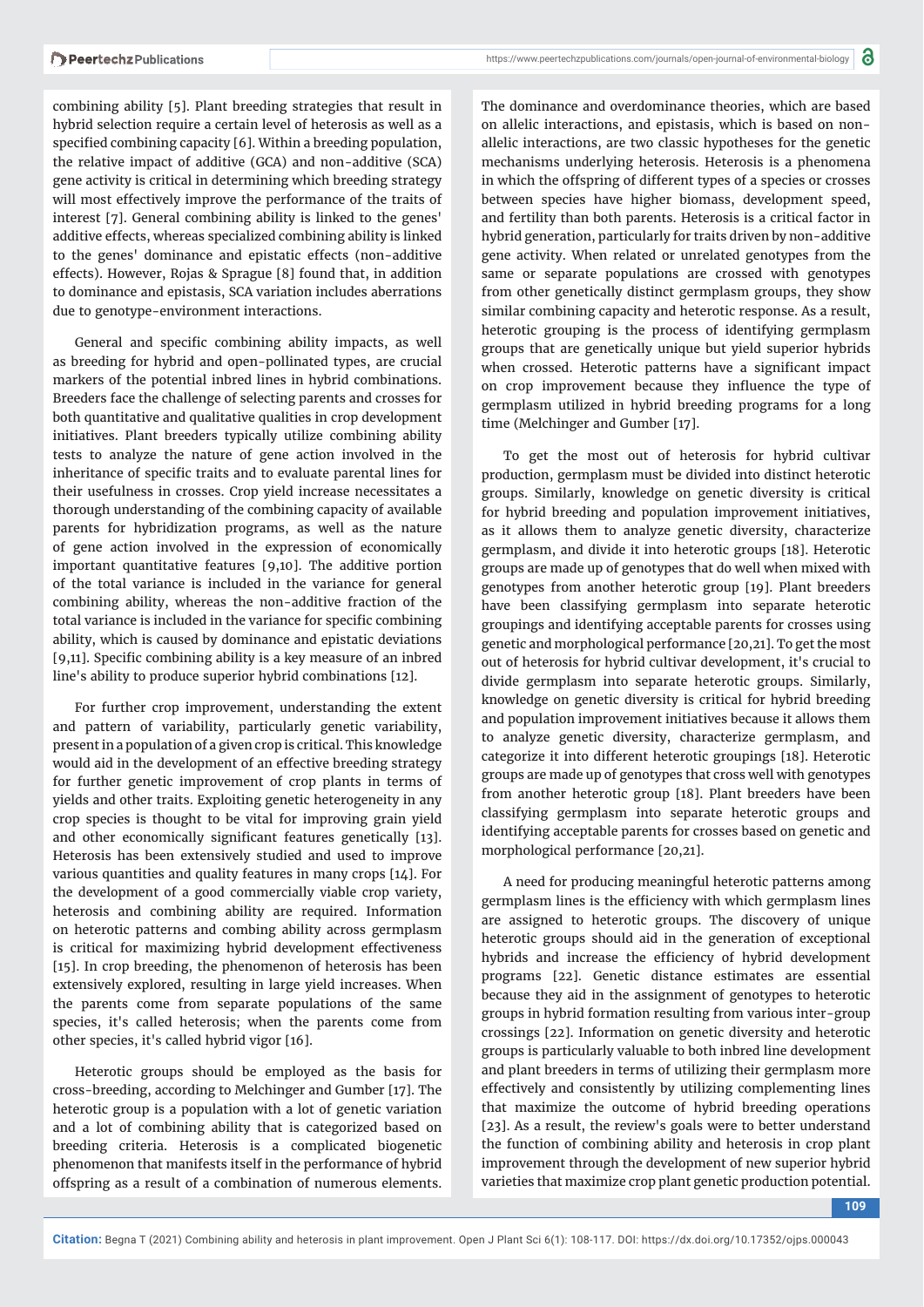combining ability [5]. Plant breeding strategies that result in hybrid selection require a certain level of heterosis as well as a specified combining capacity [6]. Within a breeding population, the relative impact of additive (GCA) and non-additive (SCA) gene activity is critical in determining which breeding strategy will most effectively improve the performance of the traits of interest [7]. General combining ability is linked to the genes' additive effects, whereas specialized combining ability is linked to the genes' dominance and epistatic effects (non-additive effects). However, Rojas & Sprague [8] found that, in addition to dominance and epistasis, SCA variation includes aberrations due to genotype-environment interactions.

General and specific combining ability impacts, as well as breeding for hybrid and open-pollinated types, are crucial markers of the potential inbred lines in hybrid combinations. Breeders face the challenge of selecting parents and crosses for both quantitative and qualitative qualities in crop development initiatives. Plant breeders typically utilize combining ability tests to analyze the nature of gene action involved in the inheritance of specific traits and to evaluate parental lines for their usefulness in crosses. Crop yield increase necessitates a thorough understanding of the combining capacity of available parents for hybridization programs, as well as the nature of gene action involved in the expression of economically important quantitative features [9,10]. The additive portion of the total variance is included in the variance for general combining ability, whereas the non-additive fraction of the total variance is included in the variance for specific combining ability, which is caused by dominance and epistatic deviations [9,11]. Specific combining ability is a key measure of an inbred line's ability to produce superior hybrid combinations [12].

For further crop improvement, understanding the extent and pattern of variability, particularly genetic variability, present in a population of a given crop is critical. This knowledge would aid in the development of an effective breeding strategy for further genetic improvement of crop plants in terms of yields and other traits. Exploiting genetic heterogeneity in any crop species is thought to be vital for improving grain yield and other economically significant features genetically [13]. Heterosis has been extensively studied and used to improve various quantities and quality features in many crops [14]. For the development of a good commercially viable crop variety, heterosis and combining ability are required. Information on heterotic patterns and combing ability across germplasm is critical for maximizing hybrid development effectiveness [15]. In crop breeding, the phenomenon of heterosis has been extensively explored, resulting in large yield increases. When the parents come from separate populations of the same species, it's called heterosis; when the parents come from other species, it's called hybrid vigor [16].

Heterotic groups should be employed as the basis for cross-breeding, according to Melchinger and Gumber [17]. The heterotic group is a population with a lot of genetic variation and a lot of combining ability that is categorized based on breeding criteria. Heterosis is a complicated biogenetic phenomenon that manifests itself in the performance of hybrid offspring as a result of a combination of numerous elements. The dominance and overdominance theories, which are based on allelic interactions, and epistasis, which is based on non-allelic interactions, are two classic hypotheses for the genetic mechanisms underlying heterosis. Heterosis is a phenomena in which the offspring of different types of a species or crosses between species have higher biomass, development speed, and fertility than both parents. Heterosis is a critical factor in hybrid generation, particularly for traits driven by non-additive gene activity. When related or unrelated genotypes from the same or separate populations are crossed with genotypes from other genetically distinct germplasm groups, they show similar combining capacity and heterotic response. As a result, heterotic grouping is the process of identifying germplasm groups that are genetically unique but yield superior hybrids when crossed. Heterotic patterns have a significant impact on crop improvement because they influence the type of germplasm utilized in hybrid breeding programs for a long time (Melchinger and Gumber [17].

To get the most out of heterosis for hybrid cultivar production, germplasm must be divided into distinct heterotic groups. Similarly, knowledge on genetic diversity is critical for hybrid breeding and population improvement initiatives, as it allows them to analyze genetic diversity, characterize germplasm, and divide it into heterotic groups [18]. Heterotic groups are made up of genotypes that do well when mixed with genotypes from another heterotic group [19]. Plant breeders have been classifying germplasm into separate heterotic groupings and identifying acceptable parents for crosses using genetic and morphological performance [20,21]. To get the most out of heterosis for hybrid cultivar development, it's crucial to divide germplasm into separate heterotic groups. Similarly, knowledge on genetic diversity is critical for hybrid breeding and population improvement initiatives because it allows them to analyze genetic diversity, characterize germplasm, and categorize it into different heterotic groupings [18]. Heterotic groups are made up of genotypes that cross well with genotypes from another heterotic group [18]. Plant breeders have been classifying germplasm into separate heterotic groups and identifying acceptable parents for crosses based on genetic and morphological performance [20,21].

A need for producing meaningful heterotic patterns among germplasm lines is the efficiency with which germplasm lines are assigned to heterotic groups. The discovery of unique heterotic groups should aid in the generation of exceptional hybrids and increase the efficiency of hybrid development programs [22]. Genetic distance estimates are essential because they aid in the assignment of genotypes to heterotic groups in hybrid formation resulting from various inter-group crossings [22]. Information on genetic diversity and heterotic groups is particularly valuable to both inbred line development and plant breeders in terms of utilizing their germplasm more effectively and consistently by utilizing complementing lines that maximize the outcome of hybrid breeding operations [23]. As a result, the review's goals were to better understand the function of combining ability and heterosis in crop plant improvement through the development of new superior hybrid varieties that maximize crop plant genetic production potential.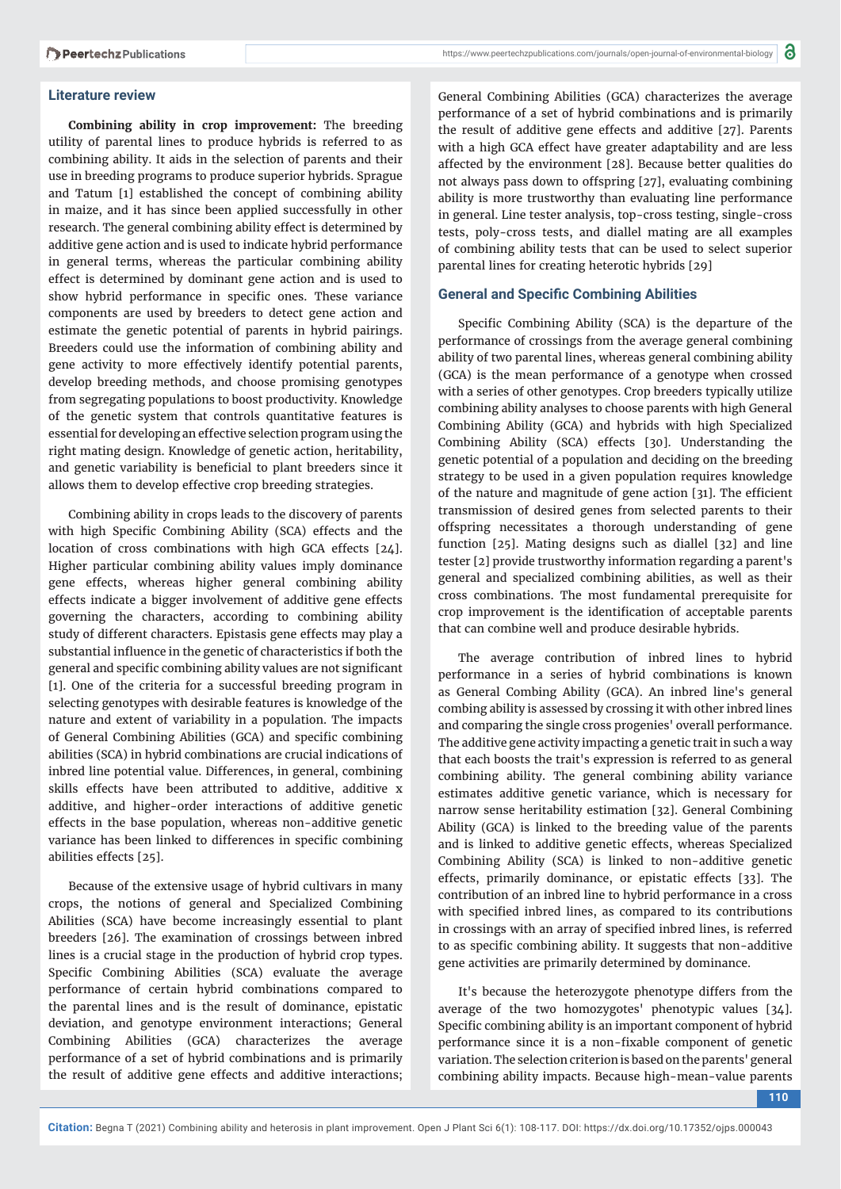### Literature review

**Combining ability in crop improvement:** The breeding utility of parental lines to produce hybrids is referred to as combining ability. It aids in the selection of parents and their use in breeding programs to produce superior hybrids. Sprague and Tatum [1] established the concept of combining ability in maize, and it has since been applied successfully in other research. The general combining ability effect is determined by additive gene action and is used to indicate hybrid performance in general terms, whereas the particular combining ability effect is determined by dominant gene action and is used to show hybrid performance in specific ones. These variance components are used by breeders to detect gene action and estimate the genetic potential of parents in hybrid pairings. Breeders could use the information of combining ability and gene activity to more effectively identify potential parents, develop breeding methods, and choose promising genotypes from segregating populations to boost productivity. Knowledge of the genetic system that controls quantitative features is essential for developing an effective selection program using the right mating design. Knowledge of genetic action, heritability, and genetic variability is beneficial to plant breeders since it allows them to develop effective crop breeding strategies.

Combining ability in crops leads to the discovery of parents with high Specific Combining Ability (SCA) effects and the location of cross combinations with high GCA effects [24]. Higher particular combining ability values imply dominance gene effects, whereas higher general combining ability effects indicate a bigger involvement of additive gene effects governing the characters, according to combining ability study of different characters. Epistasis gene effects may play a substantial influence in the genetic of characteristics if both the general and specific combining ability values are not significant [1]. One of the criteria for a successful breeding program in selecting genotypes with desirable features is knowledge of the nature and extent of variability in a population. The impacts of General Combining Abilities (GCA) and specific combining abilities (SCA) in hybrid combinations are crucial indications of inbred line potential value. Differences, in general, combining skills effects have been attributed to additive, additive x additive, and higher-order interactions of additive genetic effects in the base population, whereas non-additive genetic variance has been linked to differences in specific combining abilities effects [25].

Because of the extensive usage of hybrid cultivars in many crops, the notions of general and Specialized Combining Abilities (SCA) have become increasingly essential to plant breeders [26]. The examination of crossings between inbred lines is a crucial stage in the production of hybrid crop types. Specific Combining Abilities (SCA) evaluate the average performance of certain hybrid combinations compared to the parental lines and is the result of dominance, epistatic deviation, and genotype environment interactions; General Combining Abilities (GCA) characterizes the average performance of a set of hybrid combinations and is primarily the result of additive gene effects and additive interactions; General Combining Abilities (GCA) characterizes the average performance of a set of hybrid combinations and is primarily the result of additive gene effects and additive [27]. Parents with a high GCA effect have greater adaptability and are less affected by the environment [28]. Because better qualities do not always pass down to offspring [27], evaluating combining ability is more trustworthy than evaluating line performance in general. Line tester analysis, top-cross testing, single-cross tests, poly-cross tests, and diallel mating are all examples of combining ability tests that can be used to select superior parental lines for creating heterotic hybrids [29]

### General and Specific Combining Abilities

Specific Combining Ability (SCA) is the departure of the performance of crossings from the average general combining ability of two parental lines, whereas general combining ability (GCA) is the mean performance of a genotype when crossed with a series of other genotypes. Crop breeders typically utilize combining ability analyses to choose parents with high General Combining Ability (GCA) and hybrids with high Specialized Combining Ability (SCA) effects [30]. Understanding the genetic potential of a population and deciding on the breeding strategy to be used in a given population requires knowledge of the nature and magnitude of gene action [31]. The efficient transmission of desired genes from selected parents to their offspring necessitates a thorough understanding of gene function [25]. Mating designs such as diallel [32] and line tester [2] provide trustworthy information regarding a parent's general and specialized combining abilities, as well as their cross combinations. The most fundamental prerequisite for crop improvement is the identification of acceptable parents that can combine well and produce desirable hybrids.

The average contribution of inbred lines to hybrid performance in a series of hybrid combinations is known as General Combing Ability (GCA). An inbred line's general combing ability is assessed by crossing it with other inbred lines and comparing the single cross progenies' overall performance. The additive gene activity impacting a genetic trait in such a way that each boosts the trait's expression is referred to as general combining ability. The general combining ability variance estimates additive genetic variance, which is necessary for narrow sense heritability estimation [32]. General Combining Ability (GCA) is linked to the breeding value of the parents and is linked to additive genetic effects, whereas Specialized Combining Ability (SCA) is linked to non-additive genetic effects, primarily dominance, or epistatic effects [33]. The contribution of an inbred line to hybrid performance in a cross with specified inbred lines, as compared to its contributions in crossings with an array of specified inbred lines, is referred to as specific combining ability. It suggests that non-additive gene activities are primarily determined by dominance.

It's because the heterozygote phenotype differs from the average of the two homozygotes' phenotypic values [34]. Specific combining ability is an important component of hybrid performance since it is a non-fixable component of genetic variation. The selection criterion is based on the parents' general combining ability impacts. Because high-mean-value parents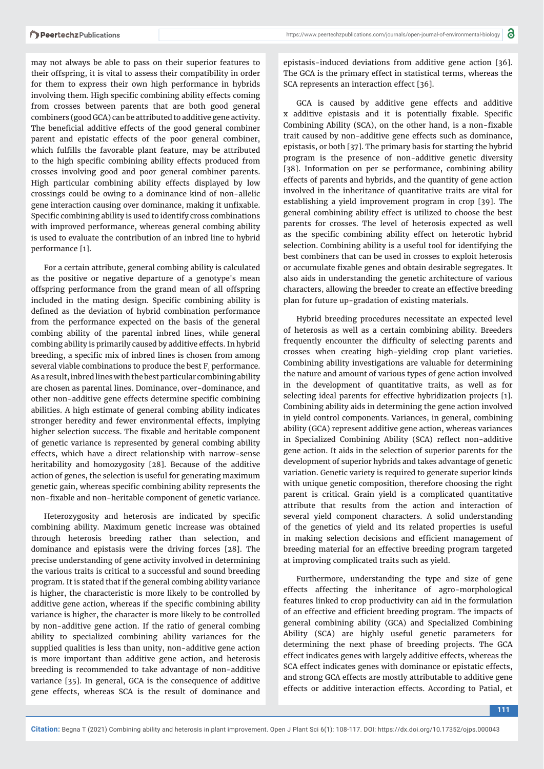may not always be able to pass on their superior features to their offspring, it is vital to assess their compatibility in order for them to express their own high performance in hybrids involving them. High specific combining ability effects coming from crosses between parents that are both good general combiners (good GCA) can be attributed to additive gene activity. The beneficial additive effects of the good general combiner parent and epistatic effects of the poor general combiner, which fulfills the favorable plant feature, may be attributed to the high specific combining ability effects produced from crosses involving good and poor general combiner parents. High particular combining ability effects displayed by low crossings could be owing to a dominance kind of non-allelic gene interaction causing over dominance, making it unfixable. Specific combining ability is used to identify cross combinations with improved performance, whereas general combing ability is used to evaluate the contribution of an inbred line to hybrid performance [1].

For a certain attribute, general combing ability is calculated as the positive or negative departure of a genotype's mean offspring performance from the grand mean of all offspring included in the mating design. Specific combining ability is defined as the deviation of hybrid combination performance from the performance expected on the basis of the general combing ability of the parental inbred lines, while general combing ability is primarily caused by additive effects. In hybrid breeding, a specific mix of inbred lines is chosen from among several viable combinations to produce the best $F_1$ performance. As a result, inbred lines with the best particular combining ability are chosen as parental lines. Dominance, over-dominance, and other non-additive gene effects determine specific combining abilities. A high estimate of general combing ability indicates stronger heredity and fewer environmental effects, implying higher selection success. The fixable and heritable component of genetic variance is represented by general combing ability effects, which have a direct relationship with narrow-sense heritability and homozygosity [28]. Because of the additive action of genes, the selection is useful for generating maximum genetic gain, whereas specific combining ability represents the non-fixable and non-heritable component of genetic variance.

Heterozygosity and heterosis are indicated by specific combining ability. Maximum genetic increase was obtained through heterosis breeding rather than selection, and dominance and epistasis were the driving forces [28]. The precise understanding of gene activity involved in determining the various traits is critical to a successful and sound breeding program. It is stated that if the general combing ability variance is higher, the characteristic is more likely to be controlled by additive gene action, whereas if the specific combining ability variance is higher, the character is more likely to be controlled by non-additive gene action. If the ratio of general combing ability to specialized combining ability variances for the supplied qualities is less than unity, non-additive gene action is more important than additive gene action, and heterosis breeding is recommended to take advantage of non-additive variance [35]. In general, GCA is the consequence of additive gene effects, whereas SCA is the result of dominance and epistasis-induced deviations from additive gene action [36]. The GCA is the primary effect in statistical terms, whereas the SCA represents an interaction effect [36].

GCA is caused by additive gene effects and additive x additive epistasis and it is potentially fixable. Specific Combining Ability (SCA), on the other hand, is a non-fixable trait caused by non-additive gene effects such as dominance, epistasis, or both [37]. The primary basis for starting the hybrid program is the presence of non-additive genetic diversity [38]. Information on per se performance, combining ability effects of parents and hybrids, and the quantity of gene action involved in the inheritance of quantitative traits are vital for establishing a yield improvement program in crop [39]. The general combining ability effect is utilized to choose the best parents for crosses. The level of heterosis expected as well as the specific combining ability effect on heterotic hybrid selection. Combining ability is a useful tool for identifying the best combiners that can be used in crosses to exploit heterosis or accumulate fixable genes and obtain desirable segregates. It also aids in understanding the genetic architecture of various characters, allowing the breeder to create an effective breeding plan for future up-gradation of existing materials.

Hybrid breeding procedures necessitate an expected level of heterosis as well as a certain combining ability. Breeders frequently encounter the difficulty of selecting parents and crosses when creating high-yielding crop plant varieties. Combining ability investigations are valuable for determining the nature and amount of various types of gene action involved in the development of quantitative traits, as well as for selecting ideal parents for effective hybridization projects [1]. Combining ability aids in determining the gene action involved in yield control components. Variances, in general, combining ability (GCA) represent additive gene action, whereas variances in Specialized Combining Ability (SCA) reflect non-additive gene action. It aids in the selection of superior parents for the development of superior hybrids and takes advantage of genetic variation. Genetic variety is required to generate superior kinds with unique genetic composition, therefore choosing the right parent is critical. Grain yield is a complicated quantitative attribute that results from the action and interaction of several yield component characters. A solid understanding of the genetics of yield and its related properties is useful in making selection decisions and efficient management of breeding material for an effective breeding program targeted at improving complicated traits such as yield.

Furthermore, understanding the type and size of gene effects affecting the inheritance of agro-morphological features linked to crop productivity can aid in the formulation of an effective and efficient breeding program. The impacts of general combining ability (GCA) and Specialized Combining Ability (SCA) are highly useful genetic parameters for determining the next phase of breeding projects. The GCA effect indicates genes with largely additive effects, whereas the SCA effect indicates genes with dominance or epistatic effects, and strong GCA effects are mostly attributable to additive gene effects or additive interaction effects. According to Patial, et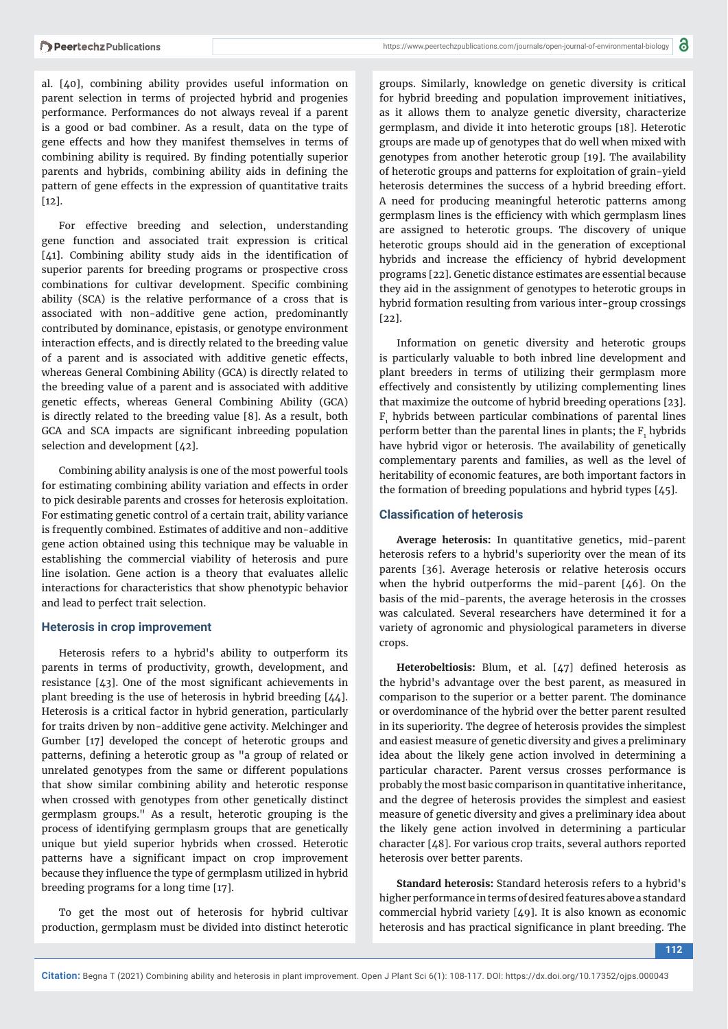al. [40], combining ability provides useful information on parent selection in terms of projected hybrid and progenies performance. Performances do not always reveal if a parent is a good or bad combiner. As a result, data on the type of gene effects and how they manifest themselves in terms of combining ability is required. By finding potentially superior parents and hybrids, combining ability aids in defining the pattern of gene effects in the expression of quantitative traits [12].

For effective breeding and selection, understanding gene function and associated trait expression is critical [41]. Combining ability study aids in the identification of superior parents for breeding programs or prospective cross combinations for cultivar development. Specific combining ability (SCA) is the relative performance of a cross that is associated with non-additive gene action, predominantly contributed by dominance, epistasis, or genotype environment interaction effects, and is directly related to the breeding value of a parent and is associated with additive genetic effects, whereas General Combining Ability (GCA) is directly related to the breeding value of a parent and is associated with additive genetic effects, whereas General Combining Ability (GCA) is directly related to the breeding value [8]. As a result, both GCA and SCA impacts are significant inbreeding population selection and development [42].

Combining ability analysis is one of the most powerful tools for estimating combining ability variation and effects in order to pick desirable parents and crosses for heterosis exploitation. For estimating genetic control of a certain trait, ability variance is frequently combined. Estimates of additive and non-additive gene action obtained using this technique may be valuable in establishing the commercial viability of heterosis and pure line isolation. Gene action is a theory that evaluates allelic interactions for characteristics that show phenotypic behavior and lead to perfect trait selection.

## Heterosis in crop improvement

Heterosis refers to a hybrid's ability to outperform its parents in terms of productivity, growth, development, and resistance [43]. One of the most significant achievements in plant breeding is the use of heterosis in hybrid breeding [44]. Heterosis is a critical factor in hybrid generation, particularly for traits driven by non-additive gene activity. Melchinger and Gumber [17] developed the concept of heterotic groups and patterns, defining a heterotic group as "a group of related or unrelated genotypes from the same or different populations that show similar combining ability and heterotic response when crossed with genotypes from other genetically distinct germplasm groups." As a result, heterotic grouping is the process of identifying germplasm groups that are genetically unique but yield superior hybrids when crossed. Heterotic patterns have a significant impact on crop improvement because they influence the type of germplasm utilized in hybrid breeding programs for a long time [17].

To get the most out of heterosis for hybrid cultivar production, germplasm must be divided into distinct heterotic groups. Similarly, knowledge on genetic diversity is critical for hybrid breeding and population improvement initiatives, as it allows them to analyze genetic diversity, characterize germplasm, and divide it into heterotic groups [18]. Heterotic groups are made up of genotypes that do well when mixed with genotypes from another heterotic group [19]. The availability of heterotic groups and patterns for exploitation of grain-yield heterosis determines the success of a hybrid breeding effort. A need for producing meaningful heterotic patterns among germplasm lines is the efficiency with which germplasm lines are assigned to heterotic groups. The discovery of unique heterotic groups should aid in the generation of exceptional hybrids and increase the efficiency of hybrid development programs [22]. Genetic distance estimates are essential because they aid in the assignment of genotypes to heterotic groups in hybrid formation resulting from various inter-group crossings [22].

Information on genetic diversity and heterotic groups is particularly valuable to both inbred line development and plant breeders in terms of utilizing their germplasm more effectively and consistently by utilizing complementing lines that maximize the outcome of hybrid breeding operations [23]. $F_1$ hybrids between particular combinations of parental lines perform better than the parental lines in plants; the $F_1$ hybrids have hybrid vigor or heterosis. The availability of genetically complementary parents and families, as well as the level of heritability of economic features, are both important factors in the formation of breeding populations and hybrid types [45].

## Classification of heterosis

**Average heterosis:** In quantitative genetics, mid-parent heterosis refers to a hybrid's superiority over the mean of its parents [36]. Average heterosis or relative heterosis occurs when the hybrid outperforms the mid-parent [46]. On the basis of the mid-parents, the average heterosis in the crosses was calculated. Several researchers have determined it for a variety of agronomic and physiological parameters in diverse crops.

**Heterobeltiosis:** Blum, et al. [47] defined heterosis as the hybrid's advantage over the best parent, as measured in comparison to the superior or a better parent. The dominance or overdominance of the hybrid over the better parent resulted in its superiority. The degree of heterosis provides the simplest and easiest measure of genetic diversity and gives a preliminary idea about the likely gene action involved in determining a particular character. Parent versus crosses performance is probably the most basic comparison in quantitative inheritance, and the degree of heterosis provides the simplest and easiest measure of genetic diversity and gives a preliminary idea about the likely gene action involved in determining a particular character [48]. For various crop traits, several authors reported heterosis over better parents.

**Standard heterosis:** Standard heterosis refers to a hybrid's higher performance in terms of desired features above a standard commercial hybrid variety [49]. It is also known as economic heterosis and has practical significance in plant breeding. The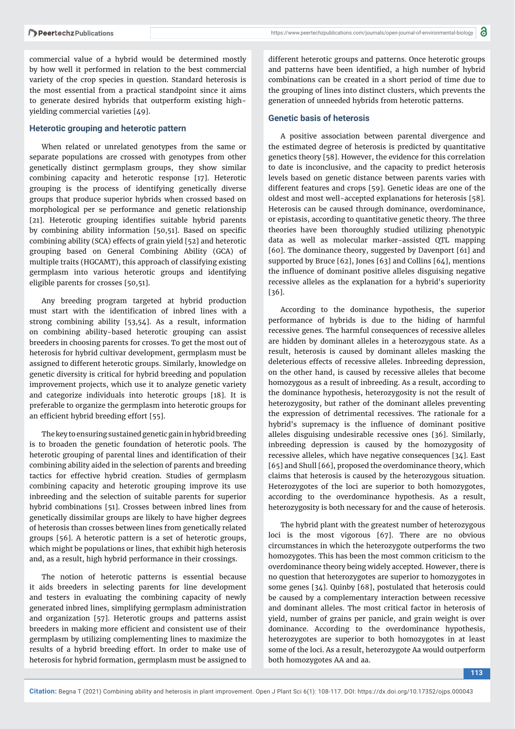commercial value of a hybrid would be determined mostly by how well it performed in relation to the best commercial variety of the crop species in question. Standard heterosis is the most essential from a practical standpoint since it aims to generate desired hybrids that outperform existing high-yielding commercial varieties [49].

## Heterotic grouping and heterotic pattern

When related or unrelated genotypes from the same or separate populations are crossed with genotypes from other genetically distinct germplasm groups, they show similar combining capacity and heterotic response [17]. Heterotic grouping is the process of identifying genetically diverse groups that produce superior hybrids when crossed based on morphological per se performance and genetic relationship [21]. Heterotic grouping identifies suitable hybrid parents by combining ability information [50,51]. Based on specific combining ability (SCA) effects of grain yield [52] and heterotic grouping based on General Combining Ability (GCA) of multiple traits (HGCAMT), this approach of classifying existing germplasm into various heterotic groups and identifying eligible parents for crosses [50,51].

Any breeding program targeted at hybrid production must start with the identification of inbred lines with a strong combining ability [53,54]. As a result, information on combining ability-based heterotic grouping can assist breeders in choosing parents for crosses. To get the most out of heterosis for hybrid cultivar development, germplasm must be assigned to different heterotic groups. Similarly, knowledge on genetic diversity is critical for hybrid breeding and population improvement projects, which use it to analyze genetic variety and categorize individuals into heterotic groups [18]. It is preferable to organize the germplasm into heterotic groups for an efficient hybrid breeding effort [55].

The key to ensuring sustained genetic gain in hybrid breeding is to broaden the genetic foundation of heterotic pools. The heterotic grouping of parental lines and identification of their combining ability aided in the selection of parents and breeding tactics for effective hybrid creation. Studies of germplasm combining capacity and heterotic grouping improve its use inbreeding and the selection of suitable parents for superior hybrid combinations [51]. Crosses between inbred lines from genetically dissimilar groups are likely to have higher degrees of heterosis than crosses between lines from genetically related groups [56]. A heterotic pattern is a set of heterotic groups, which might be populations or lines, that exhibit high heterosis and, as a result, high hybrid performance in their crossings.

The notion of heterotic patterns is essential because it aids breeders in selecting parents for line development and testers in evaluating the combining capacity of newly generated inbred lines, simplifying germplasm administration and organization [57]. Heterotic groups and patterns assist breeders in making more efficient and consistent use of their germplasm by utilizing complementing lines to maximize the results of a hybrid breeding effort. In order to make use of heterosis for hybrid formation, germplasm must be assigned to different heterotic groups and patterns. Once heterotic groups and patterns have been identified, a high number of hybrid combinations can be created in a short period of time due to the grouping of lines into distinct clusters, which prevents the generation of unneeded hybrids from heterotic patterns.

## Genetic basis of heterosis

A positive association between parental divergence and the estimated degree of heterosis is predicted by quantitative genetics theory [58]. However, the evidence for this correlation to date is inconclusive, and the capacity to predict heterosis levels based on genetic distance between parents varies with different features and crops [59]. Genetic ideas are one of the oldest and most well-accepted explanations for heterosis [58]. Heterosis can be caused through dominance, overdominance, or epistasis, according to quantitative genetic theory. The three theories have been thoroughly studied utilizing phenotypic data as well as molecular marker-assisted QTL mapping [60]. The dominance theory, suggested by Davenport [61] and supported by Bruce [62], Jones [63] and Collins [64], mentions the influence of dominant positive alleles disguising negative recessive alleles as the explanation for a hybrid's superiority [36].

According to the dominance hypothesis, the superior performance of hybrids is due to the hiding of harmful recessive genes. The harmful consequences of recessive alleles are hidden by dominant alleles in a heterozygous state. As a result, heterosis is caused by dominant alleles masking the deleterious effects of recessive alleles. Inbreeding depression, on the other hand, is caused by recessive alleles that become homozygous as a result of inbreeding. As a result, according to the dominance hypothesis, heterozygosity is not the result of heterozygosity, but rather of the dominant alleles preventing the expression of detrimental recessives. The rationale for a hybrid's supremacy is the influence of dominant positive alleles disguising undesirable recessive ones [36]. Similarly, inbreeding depression is caused by the homozygosity of recessive alleles, which have negative consequences [34]. East [65] and Shull [66], proposed the overdominance theory, which claims that heterosis is caused by the heterozygosity situation. Heterozygotes of the loci are superior to both homozygotes, according to the overdominance hypothesis. As a result, heterozygosity is both necessary for and the cause of heterosis.

The hybrid plant with the greatest number of heterozygous loci is the most vigorous [67]. There are no obvious circumstances in which the heterozygote outperforms the two homozygotes. This has been the most common criticism to the overdominance theory being widely accepted. However, there is no question that heterozygotes are superior to homozygotes in some genes [34]. Quinby [68], postulated that heterosis could be caused by a complementary interaction between recessive and dominant alleles. The most critical factor in heterosis of yield, number of grains per panicle, and grain weight is over dominance. According to the overdominance hypothesis, heterozygotes are superior to both homozygotes in at least some of the loci. As a result, heterozygote Aa would outperform both homozygotes AA and aa.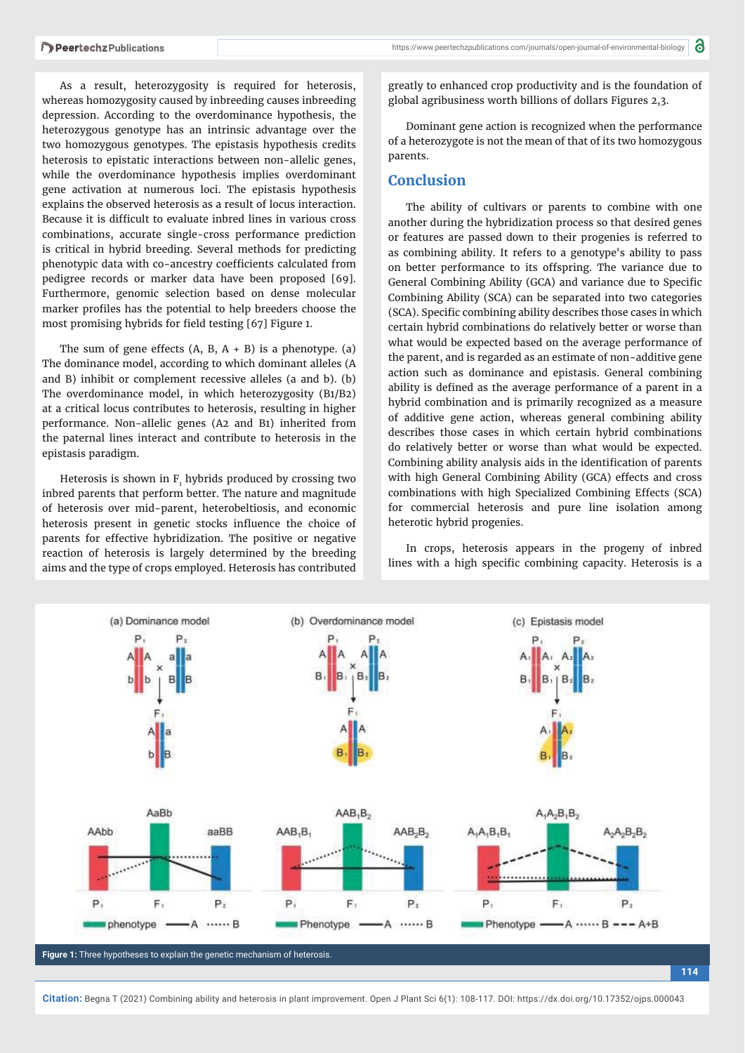As a result, heterozygosity is required for heterosis, whereas homozygosity caused by inbreeding causes inbreeding depression. According to the overdominance hypothesis, the heterozygous genotype has an intrinsic advantage over the two homozygous genotypes. The epistasis hypothesis credits heterosis to epistatic interactions between non-allelic genes, while the overdominance hypothesis implies overdominant gene activation at numerous loci. The epistasis hypothesis explains the observed heterosis as a result of locus interaction. Because it is difficult to evaluate inbred lines in various cross combinations, accurate single-cross performance prediction is critical in hybrid breeding. Several methods for predicting phenotypic data with co-ancestry coefficients calculated from pedigree records or marker data have been proposed [69]. Furthermore, genomic selection based on dense molecular marker profiles has the potential to help breeders choose the most promising hybrids for field testing [67] Figure 1.

The sum of gene effects (A, B, A + B) is a phenotype. (a) The dominance model, according to which dominant alleles (A and B) inhibit or complement recessive alleles (a and b). (b) The overdominance model, in which heterozygosity (B1/B2) at a critical locus contributes to heterosis, resulting in higher performance. Non-allelic genes (A2 and B1) inherited from the paternal lines interact and contribute to heterosis in the epistasis paradigm.

Heterosis is shown in $F_1$ hybrids produced by crossing two inbred parents that perform better. The nature and magnitude of heterosis over mid-parent, heterobeltiosis, and economic heterosis present in genetic stocks influence the choice of parents for effective hybridization. The positive or negative reaction of heterosis is largely determined by the breeding aims and the type of crops employed. Heterosis has contributed greatly to enhanced crop productivity and is the foundation of global agribusiness worth billions of dollars Figures 2,3.

Dominant gene action is recognized when the performance of a heterozygote is not the mean of that of its two homozygous parents.

## Conclusion

The ability of cultivars or parents to combine with one another during the hybridization process so that desired genes or features are passed down to their progenies is referred to as combining ability. It refers to a genotype's ability to pass on better performance to its offspring. The variance due to General Combining Ability (GCA) and variance due to Specific Combining Ability (SCA) can be separated into two categories (SCA). Specific combining ability describes those cases in which certain hybrid combinations do relatively better or worse than what would be expected based on the average performance of the parent, and is regarded as an estimate of non-additive gene action such as dominance and epistasis. General combining ability is defined as the average performance of a parent in a hybrid combination and is primarily recognized as a measure of additive gene action, whereas general combining ability describes those cases in which certain hybrid combinations do relatively better or worse than what would be expected. Combining ability analysis aids in the identification of parents with high General Combining Ability (GCA) effects and cross combinations with high Specialized Combining Effects (SCA) for commercial heterosis and pure line isolation among heterotic hybrid progenies.

In crops, heterosis appears in the progeny of inbred lines with a high specific combining capacity. Heterosis is a

**Figure 1:** Three hypotheses to explain the genetic mechanism of heterosis.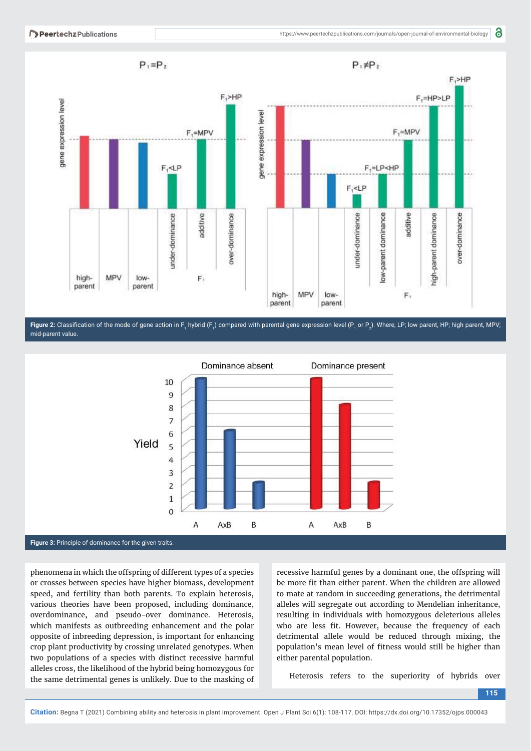Figure 2: Classification of the mode of gene action in $F_1$ hybrid ($F_1$) compared with parental gene expression level ($P_1$ or $P_2$). Where, LP; low parent, HP; high parent, MPV; mid-parent value.

Figure 3: Principle of dominance for the given traits.

phenomena in which the offspring of different types of a species or crosses between species have higher biomass, development speed, and fertility than both parents. To explain heterosis, various theories have been proposed, including dominance, overdominance, and pseudo-over dominance. Heterosis, which manifests as outbreeding enhancement and the polar opposite of inbreeding depression, is important for enhancing crop plant productivity by crossing unrelated genotypes. When two populations of a species with distinct recessive harmful alleles cross, the likelihood of the hybrid being homozygous for the same detrimental genes is unlikely. Due to the masking of recessive harmful genes by a dominant one, the offspring will be more fit than either parent. When the children are allowed to mate at random in succeeding generations, the detrimental alleles will segregate out according to Mendelian inheritance, resulting in individuals with homozygous deleterious alleles who are less fit. However, because the frequency of each detrimental allele would be reduced through mixing, the population's mean level of fitness would still be higher than either parental population.

Heterosis refers to the superiority of hybrids over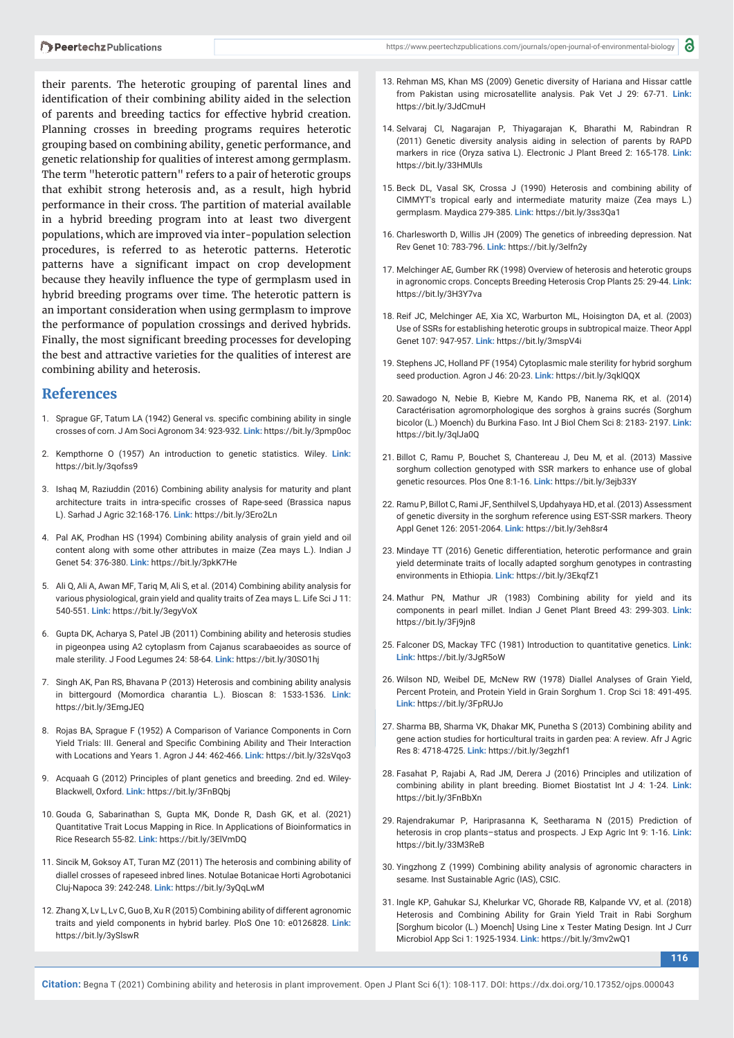their parents. The heterotic grouping of parental lines and identification of their combining ability aided in the selection of parents and breeding tactics for effective hybrid creation. Planning crosses in breeding programs requires heterotic grouping based on combining ability, genetic performance, and genetic relationship for qualities of interest among germplasm. The term "heterotic pattern" refers to a pair of heterotic groups that exhibit strong heterosis and, as a result, high hybrid performance in their cross. The partition of material available in a hybrid breeding program into at least two divergent populations, which are improved via inter-population selection procedures, is referred to as heterotic patterns. Heterotic patterns have a significant impact on crop development because they heavily influence the type of germplasm used in hybrid breeding programs over time. The heterotic pattern is an important consideration when using germplasm to improve the performance of population crossings and derived hybrids. Finally, the most significant breeding processes for developing the best and attractive varieties for the qualities of interest are combining ability and heterosis.

## References

1. Sprague GF, Tatum LA (1942) General vs. specific combining ability in single crosses of corn. J Am Soci Agronom 34: 923-932. **Link:** https://bit.ly/3pmp0oc
2. Kempthorne O (1957) An introduction to genetic statistics. Wiley. **Link:** https://bit.ly/3qofss9
3. Ishaq M, Raziuddin (2016) Combining ability analysis for maturity and plant architecture traits in intra-specific crosses of Rape-seed (Brassica napus L). Sarhad J Agric 32:168-176. **Link:** https://bit.ly/3Ero2Ln
4. Pal AK, Prodhan HS (1994) Combining ability analysis of grain yield and oil content along with some other attributes in maize (Zea mays L.). Indian J Genet 54: 376-380. **Link:** https://bit.ly/3pkK7He
5. Ali Q, Ali A, Awan MF, Tariq M, Ali S, et al. (2014) Combining ability analysis for various physiological, grain yield and quality traits of Zea mays L. Life Sci J 11: 540-551. **Link:** https://bit.ly/3egyVoX
6. Gupta DK, Acharya S, Patel JB (2011) Combining ability and heterosis studies in pigeonpea using A2 cytoplasm from Cajanus scarabaeoides as source of male sterility. J Food Legumes 24: 58-64. **Link:** https://bit.ly/30SO1hj
7. Singh AK, Pan RS, Bhavana P (2013) Heterosis and combining ability analysis in bittergourd (Momordica charantia L.). Bioscan 8: 1533-1536. **Link:** https://bit.ly/3EmgJEQ
8. Rojas BA, Sprague F (1952) A Comparison of Variance Components in Corn Yield Trials: III. General and Specific Combining Ability and Their Interaction with Locations and Years 1. Agron J 44: 462-466. **Link:** https://bit.ly/32sVqo3
9. Acquaah G (2012) Principles of plant genetics and breeding. 2nd ed. Wiley-Blackwell, Oxford. **Link:** https://bit.ly/3FnBQbj
10. Gouda G, Sabarinathan S, Gupta MK, Donde R, Dash GK, et al. (2021) Quantitative Trait Locus Mapping in Rice. In Applications of Bioinformatics in Rice Research 55-82. **Link:** https://bit.ly/3ElVmDQ
11. Sincik M, Goksoy AT, Turan MZ (2011) The heterosis and combining ability of diallel crosses of rapeseed inbred lines. Notulae Botanicae Horti Agrobotanici Cluj-Napoca 39: 242-248. **Link:** https://bit.ly/3yQqLwM
12. Zhang X, Lv L, Lv C, Guo B, Xu R (2015) Combining ability of different agronomic traits and yield components in hybrid barley. PloS One 10: e0126828. **Link:** https://bit.ly/3ySlswR
13. Rehman MS, Khan MS (2009) Genetic diversity of Hariana and Hissar cattle from Pakistan using microsatellite analysis. Pak Vet J 29: 67-71. **Link:** https://bit.ly/3JdCmuH
14. Selvaraj CI, Nagarajan P, Thiyagarajan K, Bharathi M, Rabindran R (2011) Genetic diversity analysis aiding in selection of parents by RAPD markers in rice (Oryza sativa L). Electronic J Plant Breed 2: 165-178. **Link:** https://bit.ly/33HMUls
15. Beck DL, Vasal SK, Crossa J (1990) Heterosis and combining ability of CIMMYT's tropical early and intermediate maturity maize (Zea mays L.) germplasm. Maydica 279-385. **Link:** https://bit.ly/3ss3Qa1
16. Charlesworth D, Willis JH (2009) The genetics of inbreeding depression. Nat Rev Genet 10: 783-796. **Link:** https://bit.ly/3elfn2y
17. Melchinger AE, Gumber RK (1998) Overview of heterosis and heterotic groups in agronomic crops. Concepts Breeding Heterosis Crop Plants 25: 29-44. **Link:** https://bit.ly/3H3Y7va
18. Reif JC, Melchinger AE, Xia XC, Warburton ML, Hoisington DA, et al. (2003) Use of SSRs for establishing heterotic groups in subtropical maize. Theor Appl Genet 107: 947-957. **Link:** https://bit.ly/3mspV4i
19. Stephens JC, Holland PF (1954) Cytoplasmic male sterility for hybrid sorghum seed production. Agron J 46: 20-23. **Link:** https://bit.ly/3qklQQX
20. Sawadogo N, Nebie B, Kiebre M, Kando PB, Nanema RK, et al. (2014) Caractérisation agromorphologique des sorghos à grains sucrés (Sorghum bicolor (L.) Moench) du Burkina Faso. Int J Biol Chem Sci 8: 2183- 2197. **Link:** https://bit.ly/3qlJa0Q
21. Billot C, Ramu P, Bouchet S, Chantereau J, Deu M, et al. (2013) Massive sorghum collection genotyped with SSR markers to enhance use of global genetic resources. Plos One 8:1-16. **Link:** https://bit.ly/3ejb33Y
22. Ramu P, Billot C, Rami JF, Senthilvel S, Updahyaya HD, et al. (2013) Assessment of genetic diversity in the sorghum reference using EST-SSR markers. Theory Appl Genet 126: 2051-2064. **Link:** https://bit.ly/3eh8sr4
23. Mindaye TT (2016) Genetic differentiation, heterotic performance and grain yield determinate traits of locally adapted sorghum genotypes in contrasting environments in Ethiopia. **Link:** https://bit.ly/3EkqfZ1
24. Mathur PN, Mathur JR (1983) Combining ability for yield and its components in pearl millet. Indian J Genet Plant Breed 43: 299-303. **Link:** https://bit.ly/3Fj9jn8
25. Falconer DS, Mackay TFC (1981) Introduction to quantitative genetics. **Link:** **Link:** https://bit.ly/3JgR5oW
26. Wilson ND, Weibel DE, McNew RW (1978) Diallel Analyses of Grain Yield, Percent Protein, and Protein Yield in Grain Sorghum 1. Crop Sci 18: 491-495. **Link:** https://bit.ly/3FpRUJo
27. Sharma BB, Sharma VK, Dhakar MK, Punetha S (2013) Combining ability and gene action studies for horticultural traits in garden pea: A review. Afr J Agric Res 8: 4718-4725. **Link:** https://bit.ly/3egzhf1
28. Fasahat P, Rajabi A, Rad JM, Derera J (2016) Principles and utilization of combining ability in plant breeding. Biomet Biostatist Int J 4: 1-24. **Link:** https://bit.ly/3FnBbXn
29. Rajendrakumar P, Hariprasanna K, Seetharama N (2015) Prediction of heterosis in crop plants–status and prospects. J Exp Agric Int 9: 1-16. **Link:** https://bit.ly/33M3ReB
30. Yingzhong Z (1999) Combining ability analysis of agronomic characters in sesame. Inst Sustainable Agric (IAS), CSIC.
31. Ingle KP, Gahukar SJ, Khelurkar VC, Ghorade RB, Kalpande VV, et al. (2018) Heterosis and Combining Ability for Grain Yield Trait in Rabi Sorghum [Sorghum bicolor (L.) Moench] Using Line x Tester Mating Design. Int J Curr Microbiol App Sci 1: 1925-1934. **Link:** https://bit.ly/3mv2wQ1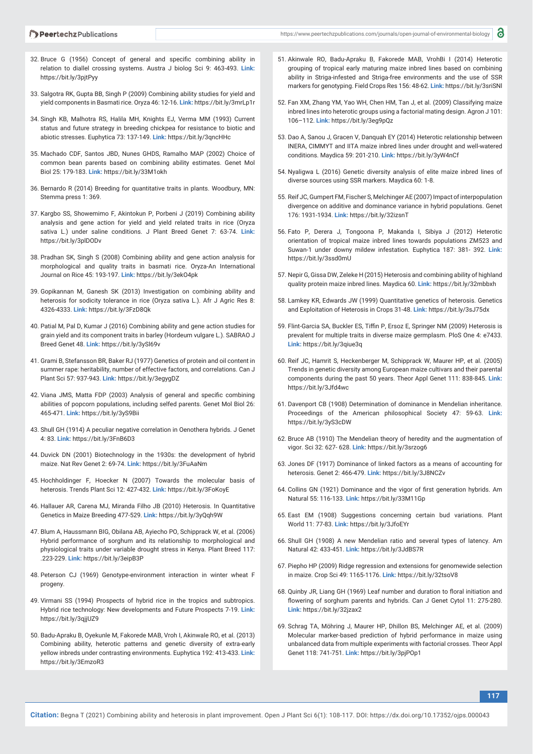32. Bruce G (1956) Concept of general and specific combining ability in relation to diallel crossing systems. Austra J biolog Sci 9: 463-493. **Link:** https://bit.ly/3pjtPyy

33. Salgotra RK, Gupta BB, Singh P (2009) Combining ability studies for yield and yield components in Basmati rice. Oryza 46: 12-16. **Link:** https://bit.ly/3mrLp1r

34. Singh KB, Malhotra RS, Halila MH, Knights EJ, Verma MM (1993) Current status and future strategy in breeding chickpea for resistance to biotic and abiotic stresses. Euphytica 73: 137-149. **Link:** https://bit.ly/3qncHHc

35. Machado CDF, Santos JBD, Nunes GHDS, Ramalho MAP (2002) Choice of common bean parents based on combining ability estimates. Genet Mol Biol 25: 179-183. **Link:** https://bit.ly/33M1okh

36. Bernardo R (2014) Breeding for quantitative traits in plants. Woodbury, MN: Stemma press 1: 369.

37. Kargbo SS, Showemimo F, Akintokun P, Porbeni J (2019) Combining ability analysis and gene action for yield and yield related traits in rice (Oryza sativa L.) under saline conditions. J Plant Breed Genet 7: 63-74. **Link:** https://bit.ly/3plDODv

38. Pradhan SK, Singh S (2008) Combining ability and gene action analysis for morphological and quality traits in basmati rice. Oryza-An International Journal on Rice 45: 193-197. **Link:** https://bit.ly/3ekO4pk

39. Gopikannan M, Ganesh SK (2013) Investigation on combining ability and heterosis for sodicity tolerance in rice (Oryza sativa L.). Afr J Agric Res 8: 4326-4333. **Link:** https://bit.ly/3FzD8Qk

40. Patial M, Pal D, Kumar J (2016) Combining ability and gene action studies for grain yield and its component traits in barley (Hordeum vulgare L.). SABRAO J Breed Genet 48. **Link:** https://bit.ly/3ySl69v

41. Grami B, Stefansson BR, Baker RJ (1977) Genetics of protein and oil content in summer rape: heritability, number of effective factors, and correlations. Can J Plant Sci 57: 937-943. **Link:** https://bit.ly/3egygDZ

42. Viana JMS, Matta FDP (2003) Analysis of general and specific combining abilities of popcorn populations, including selfed parents. Genet Mol Biol 26: 465-471. **Link:** https://bit.ly/3yS9Bii

43. Shull GH (1914) A peculiar negative correlation in Oenothera hybrids. J Genet 4: 83. **Link:** https://bit.ly/3FnB6D3

44. Duvick DN (2001) Biotechnology in the 1930s: the development of hybrid maize. Nat Rev Genet 2: 69-74. **Link:** https://bit.ly/3FuAaNm

45. Hochholdinger F, Hoecker N (2007) Towards the molecular basis of heterosis. Trends Plant Sci 12: 427-432. **Link:** https://bit.ly/3FoKoyE

46. Hallauer AR, Carena MJ, Miranda Filho JB (2010) Heterosis. In Quantitative Genetics in Maize Breeding 477-529. **Link:** https://bit.ly/3yQqh9W

47. Blum A, Haussmann BIG, Obilana AB, Ayiecho PO, Schipprack W, et al. (2006) Hybrid performance of sorghum and its relationship to morphological and physiological traits under variable drought stress in Kenya. Plant Breed 117: .223-229. **Link:** https://bit.ly/3eipB3P

48. Peterson CJ (1969) Genotype-environment interaction in winter wheat F progeny.

49. Virmani SS (1994) Prospects of hybrid rice in the tropics and subtropics. Hybrid rice technology: New developments and Future Prospects 7-19. **Link:** https://bit.ly/3qjjUZ9

50. Badu-Apraku B, Oyekunle M, Fakorede MAB, Vroh I, Akinwale RO, et al. (2013) Combining ability, heterotic patterns and genetic diversity of extra-early yellow inbreds under contrasting environments. Euphytica 192: 413-433. **Link:** https://bit.ly/3EmzoR3

51. Akinwale RO, Badu-Apraku B, Fakorede MAB, VrohBi I (2014) Heterotic grouping of tropical early maturing maize inbred lines based on combining ability in Striga-infested and Striga-free environments and the use of SSR markers for genotyping. Field Crops Res 156: 48-62. **Link:** https://bit.ly/3sriSNl

52. Fan XM, Zhang YM, Yao WH, Chen HM, Tan J, et al. (2009) Classifying maize inbred lines into heterotic groups using a factorial mating design. Agron J 101: 106–112. **Link:** https://bit.ly/3eg9pQz

53. Dao A, Sanou J, Gracen V, Danquah EY (2014) Heterotic relationship between INERA, CIMMYT and IITA maize inbred lines under drought and well-watered conditions. Maydica 59: 201-210. **Link:** https://bit.ly/3yW4nCf

54. Nyaligwa L (2016) Genetic diversity analysis of elite maize inbred lines of diverse sources using SSR markers. Maydica 60: 1-8.

55. Reif JC, Gumpert FM, Fischer S, Melchinger AE (2007) Impact of interpopulation divergence on additive and dominance variance in hybrid populations. Genet 176: 1931-1934. **Link:** https://bit.ly/32izsnT

56. Fato P, Derera J, Tongoona P, Makanda I, Sibiya J (2012) Heterotic orientation of tropical maize inbred lines towards populations ZM523 and Suwan-1 under downy mildew infestation. Euphytica 187: 381- 392. **Link:** https://bit.ly/3ssd0mU

57. Nepir G, Gissa DW, Zeleke H (2015) Heterosis and combining ability of highland quality protein maize inbred lines. Maydica 60. **Link:** https://bit.ly/32mbbxh

58. Lamkey KR, Edwards JW (1999) Quantitative genetics of heterosis. Genetics and Exploitation of Heterosis in Crops 31-48. **Link:** https://bit.ly/3sJ75dx

59. Flint-Garcia SA, Buckler ES, Tiffin P, Ersoz E, Springer NM (2009) Heterosis is prevalent for multiple traits in diverse maize germplasm. PloS One 4: e7433. **Link:** https://bit.ly/3qiue3q

60. Reif JC, Hamrit S, Heckenberger M, Schipprack W, Maurer HP, et al. (2005) Trends in genetic diversity among European maize cultivars and their parental components during the past 50 years. Theor Appl Genet 111: 838-845. **Link:** https://bit.ly/3Jfd4wc

61. Davenport CB (1908) Determination of dominance in Mendelian inheritance. Proceedings of the American philosophical Society 47: 59-63. **Link:** https://bit.ly/3yS3cDW

62. Bruce AB (1910) The Mendelian theory of heredity and the augmentation of vigor. Sci 32: 627- 628. **Link:** https://bit.ly/3srzog6

63. Jones DF (1917) Dominance of linked factors as a means of accounting for heterosis. Genet 2: 466-479. **Link:** https://bit.ly/3J8NCZv

64. Collins GN (1921) Dominance and the vigor of first generation hybrids. Am Natural 55: 116-133. **Link:** https://bit.ly/33M11Gp

65. East EM (1908) Suggestions concerning certain bud variations. Plant World 11: 77-83. **Link:** https://bit.ly/3JfoEYr

66. Shull GH (1908) A new Mendelian ratio and several types of latency. Am Natural 42: 433-451. **Link:** https://bit.ly/3JdBS7R

67. Piepho HP (2009) Ridge regression and extensions for genomewide selection in maize. Crop Sci 49: 1165-1176. **Link:** https://bit.ly/32tsoV8

68. Quinby JR, Liang GH (1969) Leaf number and duration to floral initiation and flowering of sorghum parents and hybrids. Can J Genet Cytol 11: 275-280. **Link:** https://bit.ly/32jzax2

69. Schrag TA, Möhring J, Maurer HP, Dhillon BS, Melchinger AE, et al. (2009) Molecular marker-based prediction of hybrid performance in maize using unbalanced data from multiple experiments with factorial crosses. Theor Appl Genet 118: 741-751. **Link:** https://bit.ly/3pjPOp1